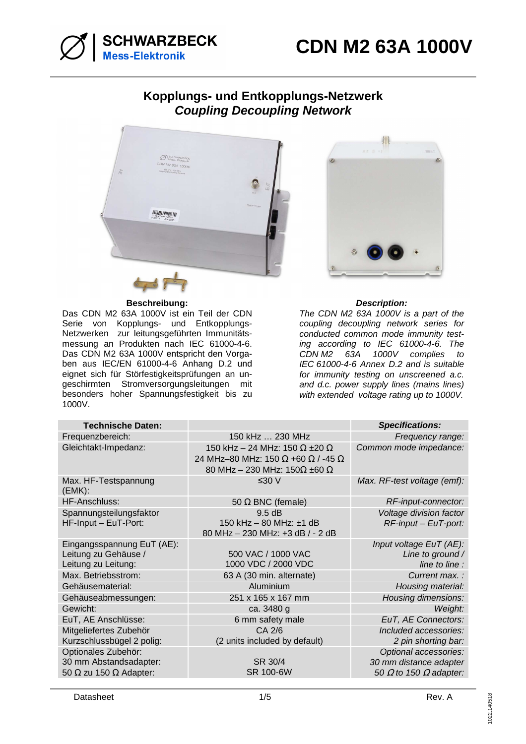SCHWARZBECK Mess-Elektronik

# CDN M2 63A 1000V

## Kopplungs- und Entkopplungs-Netzwerk
## *Coupling Decoupling Network*

**Beschreibung:**

Das CDN M2 63A 1000V ist ein Teil der CDN Serie von Kopplungs- und Entkopplungs-Netzwerken zur leitungsgeführten Immunitätsmessung an Produkten nach IEC 61000-4-6. Das CDN M2 63A 1000V entspricht den Vorgaben aus IEC/EN 61000-4-6 Anhang D.2 und eignet sich für Störfestigkeitsprüfungen an ungeschirmten Stromversorgungsleitungen mit besonders hoher Spannungsfestigkeit bis zu 1000V.

***Description:***

*The CDN M2 63A 1000V is a part of the coupling decoupling network series for conducted common mode immunity testing according to IEC 61000-4-6. The CDN M2 63A 1000V complies to IEC 61000-4-6 Annex D.2 and is suitable for immunity testing on unscreened a.c. and d.c. power supply lines (mains lines) with extended voltage rating up to 1000V.*

| **Technische Daten:** | | ***Specifications:*** |
|---|---|---|
| Frequenzbereich: | 150 kHz … 230 MHz | *Frequency range:* |
| Gleichtakt-Impedanz: | 150 kHz – 24 MHz: 150 Ω ±20 Ω<br>24 MHz–80 MHz: 150 Ω +60 Ω / -45 Ω<br>80 MHz – 230 MHz: 150Ω ±60 Ω | *Common mode impedance:* |
| Max. HF-Testspannung (EMK): | ≤30 V | *Max. RF-test voltage (emf):* |
| HF-Anschluss: | 50 Ω BNC (female) | *RF-input-connector:* |
| Spannungsteilungsfaktor HF-Input – EuT-Port: | 9.5 dB<br>150 kHz – 80 MHz: ±1 dB<br>80 MHz – 230 MHz: +3 dB / - 2 dB | *Voltage division factor RF-input – EuT-port:* |
| Eingangsspannung EuT (AE):<br>Leitung zu Gehäuse /<br>Leitung zu Leitung: | 500 VAC / 1000 VAC<br>1000 VDC / 2000 VDC | *Input voltage EuT (AE):*<br>*Line to ground /*<br>*line to line :* |
| Max. Betriebsstrom: | 63 A (30 min. alternate) | *Current max. :* |
| Gehäusematerial: | Aluminium | *Housing material:* |
| Gehäuseabmessungen: | 251 x 165 x 167 mm | *Housing dimensions:* |
| Gewicht: | ca. 3480 g | *Weight:* |
| EuT, AE Anschlüsse: | 6 mm safety male | *EuT, AE Connectors:* |
| Mitgeliefertes Zubehör<br>Kurzschlussbügel 2 polig: | CA 2/6<br>(2 units included by default) | *Included accessories:*<br>*2 pin shorting bar:* |
| Optionales Zubehör:<br>30 mm Abstandsadapter:<br>50 Ω zu 150 Ω Adapter: | SR 30/4<br>SR 100-6W | *Optional accessories:*<br>*30 mm distance adapter*<br>*50 Ω to 150 Ω adapter:* |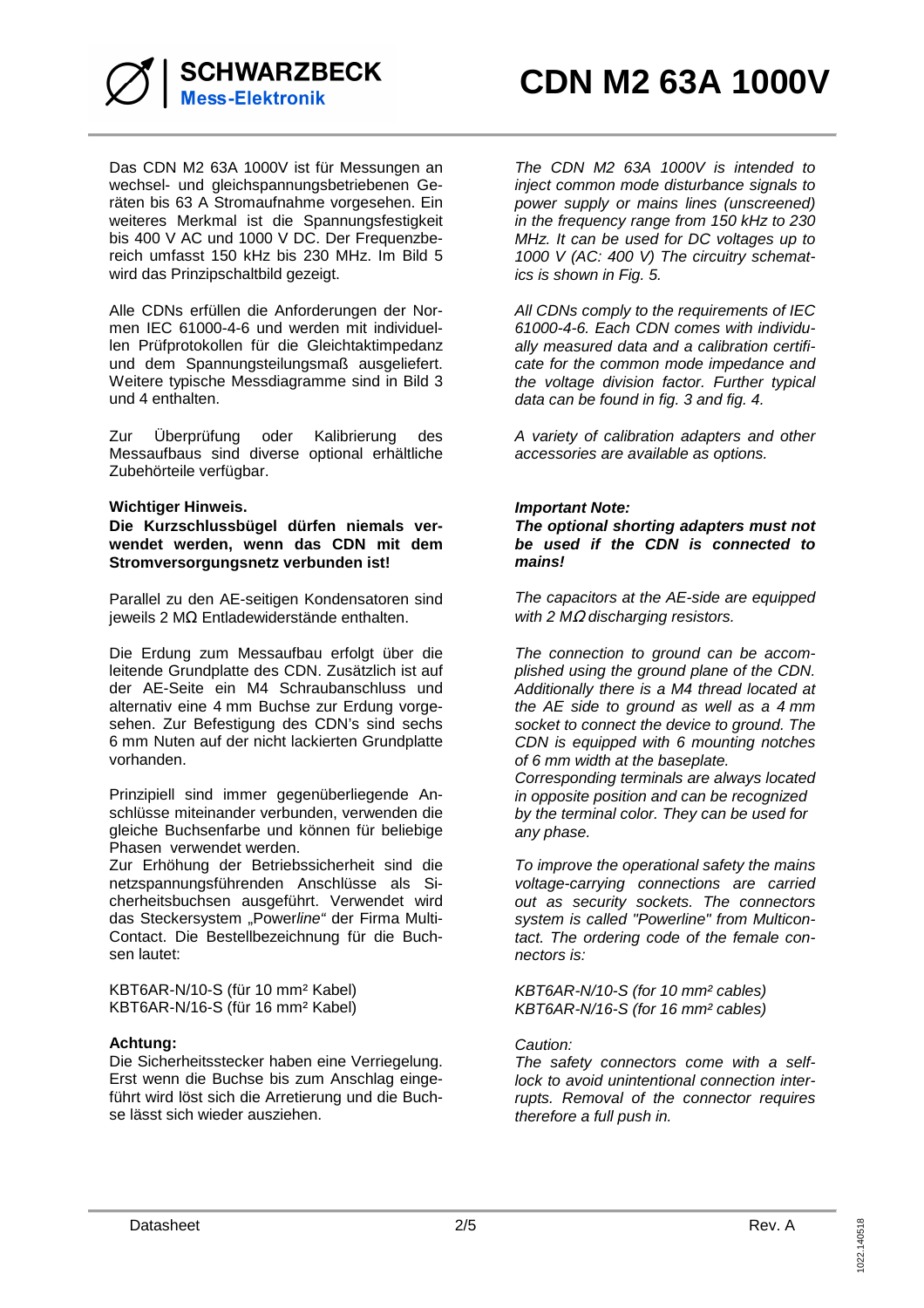Das CDN M2 63A 1000V ist für Messungen an wechsel- und gleichspannungsbetriebenen Geräten bis 63 A Stromaufnahme vorgesehen. Ein weiteres Merkmal ist die Spannungsfestigkeit bis 400 V AC und 1000 V DC. Der Frequenzbereich umfasst 150 kHz bis 230 MHz. Im Bild 5 wird das Prinzipschaltbild gezeigt.

Alle CDNs erfüllen die Anforderungen der Normen IEC 61000-4-6 und werden mit individuellen Prüfprotokollen für die Gleichtaktimpedanz und dem Spannungsteilungsmaß ausgeliefert. Weitere typische Messdiagramme sind in Bild 3 und 4 enthalten.

Zur Überprüfung oder Kalibrierung des Messaufbaus sind diverse optional erhältliche Zubehörteile verfügbar.

**Wichtiger Hinweis.**

**Die Kurzschlussbügel dürfen niemals verwendet werden, wenn das CDN mit dem Stromversorgungsnetz verbunden ist!**

Parallel zu den AE-seitigen Kondensatoren sind jeweils 2 MΩ Entladewiderstände enthalten.

Die Erdung zum Messaufbau erfolgt über die leitende Grundplatte des CDN. Zusätzlich ist auf der AE-Seite ein M4 Schraubanschluss und alternativ eine 4 mm Buchse zur Erdung vorgesehen. Zur Befestigung des CDN's sind sechs 6 mm Nuten auf der nicht lackierten Grundplatte vorhanden.

Prinzipiell sind immer gegenüberliegende Anschlüsse miteinander verbunden, verwenden die gleiche Buchsenfarbe und können für beliebige Phasen verwendet werden.

Zur Erhöhung der Betriebssicherheit sind die netzspannungsführenden Anschlüsse als Sicherheitsbuchsen ausgeführt. Verwendet wird das Steckersystem „Power*line*" der Firma Multi-Contact. Die Bestellbezeichnung für die Buchsen lautet:

KBT6AR-N/10-S (für 10 mm² Kabel)
KBT6AR-N/16-S (für 16 mm² Kabel)

**Achtung:**

Die Sicherheitsstecker haben eine Verriegelung. Erst wenn die Buchse bis zum Anschlag eingeführt wird löst sich die Arretierung und die Buchse lässt sich wieder ausziehen.

*The CDN M2 63A 1000V is intended to inject common mode disturbance signals to power supply or mains lines (unscreened) in the frequency range from 150 kHz to 230 MHz. It can be used for DC voltages up to 1000 V (AC: 400 V) The circuitry schematics is shown in Fig. 5.*

*All CDNs comply to the requirements of IEC 61000-4-6. Each CDN comes with individually measured data and a calibration certificate for the common mode impedance and the voltage division factor. Further typical data can be found in fig. 3 and fig. 4.*

*A variety of calibration adapters and other accessories are available as options.*

***Important Note:***

***The optional shorting adapters must not be used if the CDN is connected to mains!***

*The capacitors at the AE-side are equipped with 2 MΩ discharging resistors.*

*The connection to ground can be accomplished using the ground plane of the CDN. Additionally there is a M4 thread located at the AE side to ground as well as a 4 mm socket to connect the device to ground. The CDN is equipped with 6 mounting notches of 6 mm width at the baseplate.*

*Corresponding terminals are always located in opposite position and can be recognized by the terminal color. They can be used for any phase.*

*To improve the operational safety the mains voltage-carrying connections are carried out as security sockets. The connectors system is called "Powerline" from Multicontact. The ordering code of the female connectors is:*

*KBT6AR-N/10-S (for 10 mm² cables)*
*KBT6AR-N/16-S (for 16 mm² cables)*

*Caution:*

*The safety connectors come with a self-lock to avoid unintentional connection interrupts. Removal of the connector requires therefore a full push in.*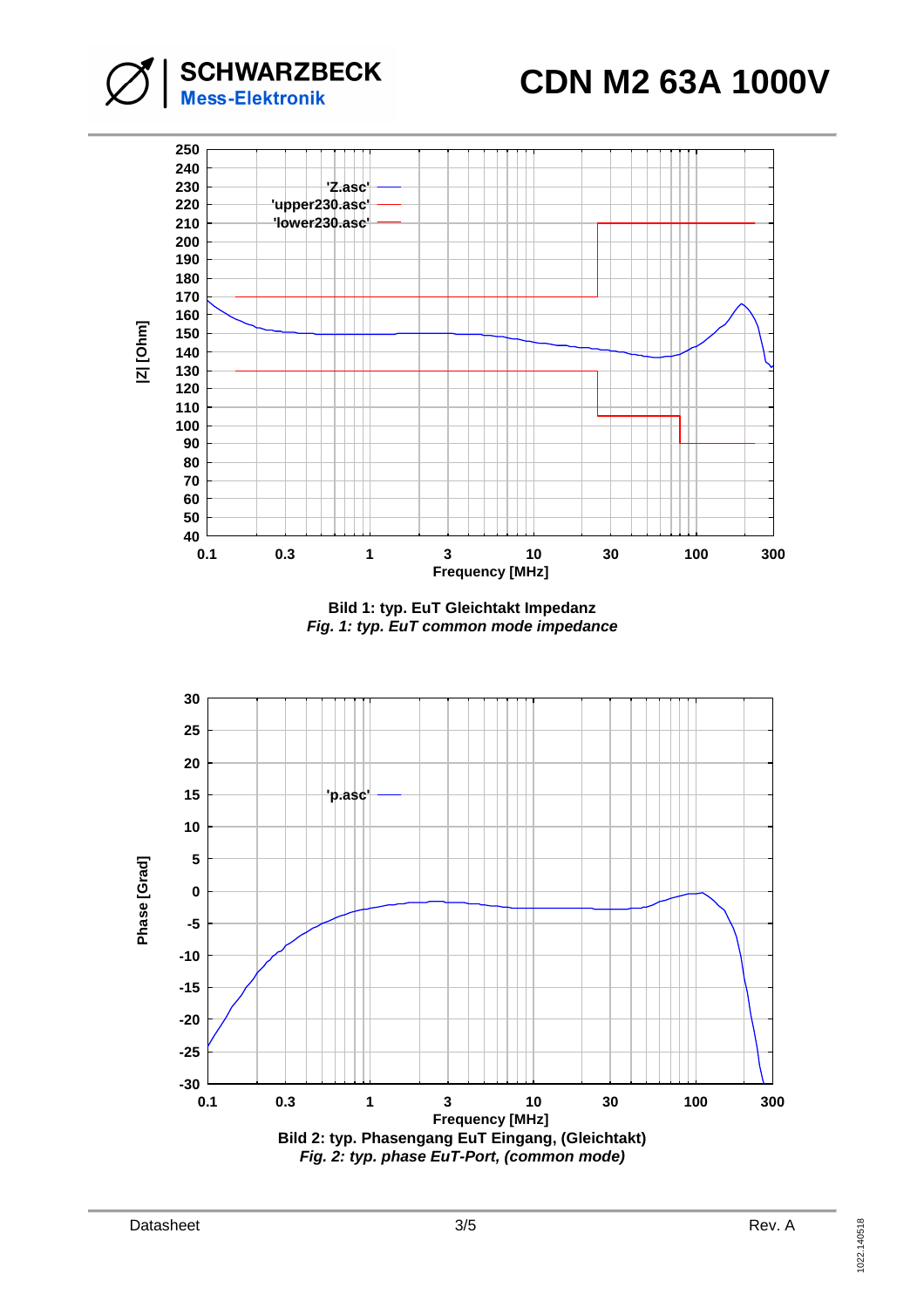Bild 1: typ. EuT Gleichtakt Impedanz

*Fig. 1: typ. EuT common mode impedance*

Bild 2: typ. Phasengang EuT Eingang, (Gleichtakt)

*Fig. 2: typ. phase EuT-Port, (common mode)*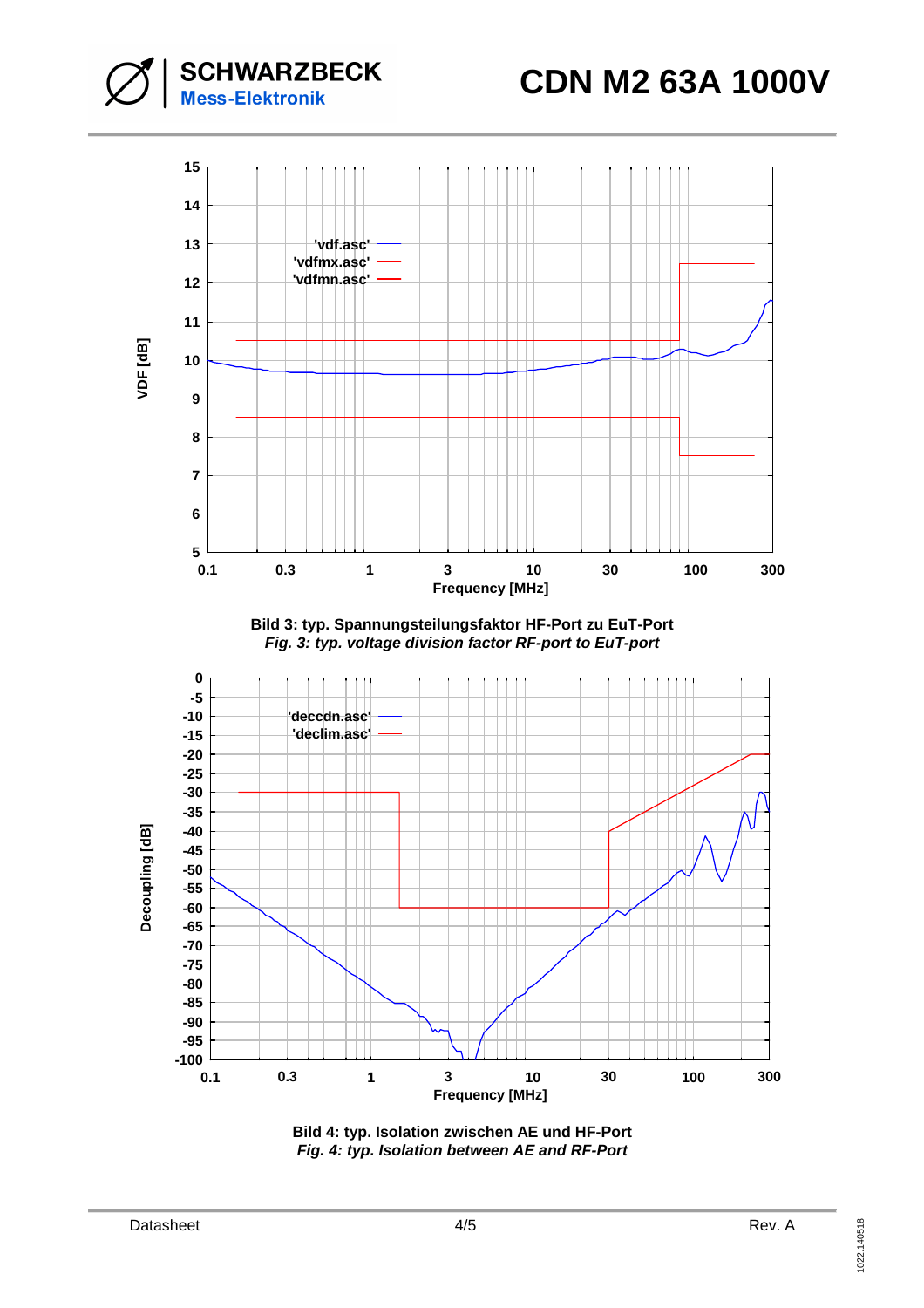Bild 3: typ. Spannungsteilungsfaktor HF-Port zu EuT-Port

*Fig. 3: typ. voltage division factor RF-port to EuT-port*

Bild 4: typ. Isolation zwischen AE und HF-Port

*Fig. 4: typ. Isolation between AE and RF-Port*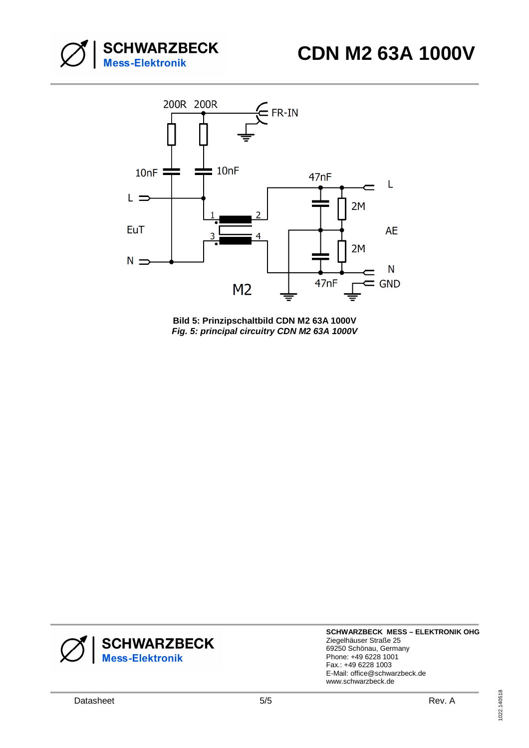200R 200R

FR-IN

10nF 10nF

47nF

L

L

2M

EuT

AE

1 2

3 4

2M

N

N

M2

47nF

GND

**Bild 5: Prinzipschaltbild CDN M2 63A 1000V**

***Fig. 5: principal circuitry CDN M2 63A 1000V***